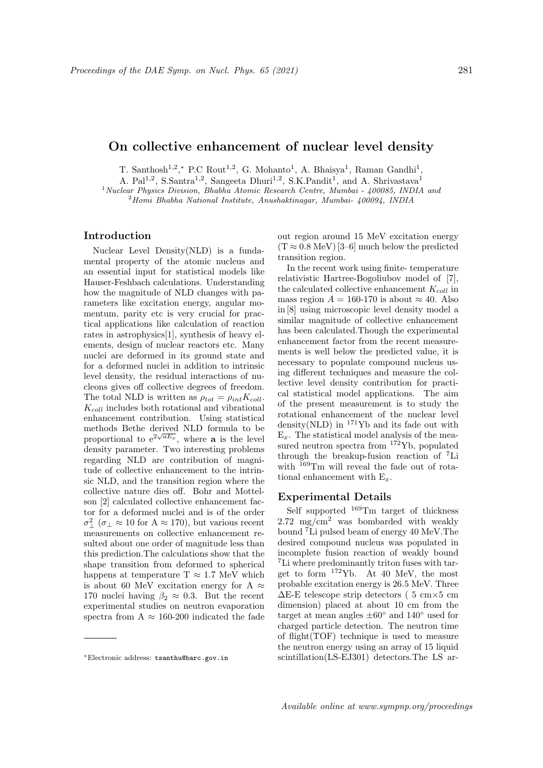# On collective enhancement of nuclear level density

T. Santhosh[1,2,*], P.C Rout[1,2], G. Mohanto[1], A. Bhaisya[1], Raman Gandhi[1], A. Pal[1,2], S.Santra[1,2], Sangeeta Dhuri[1,2], S.K.Pandit[1], and A. Shrivastava[1]

[1]*Nuclear Physics Division, Bhabha Atomic Research Centre, Mumbai - 400085, INDIA and*
[2]*Homi Bhabha National Institute, Anushaktinagar, Mumbai- 400094, INDIA*

## Introduction

Nuclear Level Density(NLD) is a fundamental property of the atomic nucleus and an essential input for statistical models like Hauser-Feshbach calculations. Understanding how the magnitude of NLD changes with parameters like excitation energy, angular momentum, parity etc is very crucial for practical applications like calculation of reaction rates in astrophysics[1], synthesis of heavy elements, design of nuclear reactors etc. Many nuclei are deformed in its ground state and for a deformed nuclei in addition to intrinsic level density, the residual interactions of nucleons gives off collective degrees of freedom. The total NLD is written as $\rho_{tot} = \rho_{int} K_{coll}$. $K_{coll}$ includes both rotational and vibrational enhancement contribution. Using statistical methods Bethe derived NLD formula to be proportional to $e^{2\sqrt{aE_x}}$, where **a** is the level density parameter. Two interesting problems regarding NLD are contribution of magnitude of collective enhancement to the intrinsic NLD, and the transition region where the collective nature dies off. Bohr and Mottelson [2] calculated collective enhancement factor for a deformed nuclei and is of the order $\sigma_{\perp}^2$ ($\sigma_{\perp} \approx 10$ for A $\approx 170$), but various recent measurements on collective enhancement resulted about one order of magnitude less than this prediction.The calculations show that the shape transition from deformed to spherical happens at temperature T $\approx$ 1.7 MeV which is about 60 MeV excitation energy for A $\approx$ 170 nuclei having $\beta_2 \approx 0.3$. But the recent experimental studies on neutron evaporation spectra from A $\approx$ 160-200 indicated the fade out region around 15 MeV excitation energy (T $\approx$ 0.8 MeV) [3–6] much below the predicted transition region.

In the recent work using finite- temperature relativistic Hartree-Bogoliubov model of [7], the calculated collective enhancement $K_{coll}$ in mass region $A = 160$-$170$ is about $\approx 40$. Also in [8] using microscopic level density model a similar magnitude of collective enhancement has been calculated.Though the experimental enhancement factor from the recent measurements is well below the predicted value, it is necessary to populate compound nucleus using different techniques and measure the collective level density contribution for practical statistical model applications. The aim of the present measurement is to study the rotational enhancement of the nuclear level density(NLD) in $^{171}$Yb and its fade out with $E_x$. The statistical model analysis of the measured neutron spectra from $^{172}$Yb, populated through the breakup-fusion reaction of $^{7}$Li with $^{169}$Tm will reveal the fade out of rotational enhancement with $E_x$.

## Experimental Details

Self supported $^{169}$Tm target of thickness 2.72 mg/cm$^2$ was bombarded with weakly bound $^{7}$Li pulsed beam of energy 40 MeV.The desired compound nucleus was populated in incomplete fusion reaction of weakly bound $^{7}$Li where predominantly triton fuses with target to form $^{172}$Yb. At 40 MeV, the most probable excitation energy is 26.5 MeV. Three $\Delta$E-E telescope strip detectors ( 5 cm$\times$5 cm dimension) placed at about 10 cm from the target at mean angles $\pm 60^{\circ}$ and $140^{\circ}$ used for charged particle detection. The neutron time of flight(TOF) technique is used to measure the neutron energy using an array of 15 liquid scintillation(LS-EJ301) detectors.The LS ar-

*Electronic address: tsanthu@barc.gov.in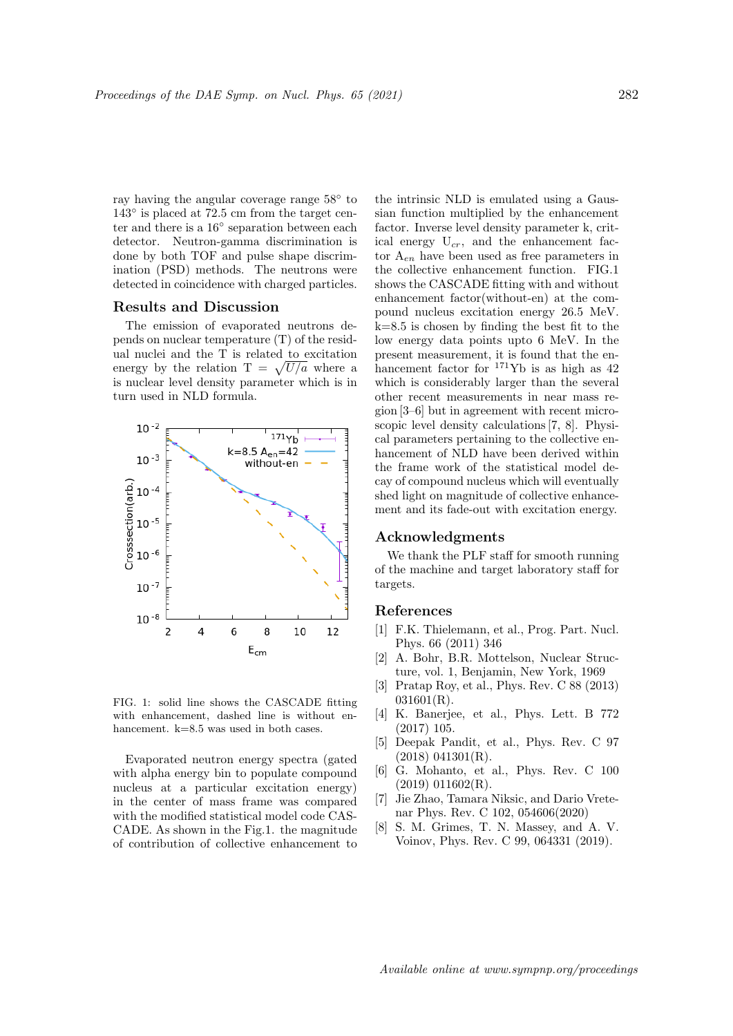ray having the angular coverage range 58° to 143° is placed at 72.5 cm from the target center and there is a 16° separation between each detector. Neutron-gamma discrimination is done by both TOF and pulse shape discrimination (PSD) methods. The neutrons were detected in coincidence with charged particles.

## Results and Discussion

The emission of evaporated neutrons depends on nuclear temperature (T) of the residual nuclei and the T is related to excitation energy by the relation T = $\sqrt{U/a}$ where a is nuclear level density parameter which is in turn used in NLD formula.

$10^{-2}$
$10^{-3}$
$10^{-4}$
$10^{-5}$
$10^{-6}$
$10^{-7}$
$10^{-8}$
Crosssection(arb.)
2 4 6 8 10 12
$E_{cm}$
$^{171}$Yb
k=8.5 $A_{en}$=42
without-en

FIG. 1: solid line shows the CASCADE fitting with enhancement, dashed line is without enhancement. k=8.5 was used in both cases.

Evaporated neutron energy spectra (gated with alpha energy bin to populate compound nucleus at a particular excitation energy) in the center of mass frame was compared with the modified statistical model code CASCADE. As shown in the Fig.1. the magnitude of contribution of collective enhancement to the intrinsic NLD is emulated using a Gaussian function multiplied by the enhancement factor. Inverse level density parameter k, critical energy $U_{cr}$, and the enhancement factor $A_{en}$ have been used as free parameters in the collective enhancement function. FIG.1 shows the CASCADE fitting with and without enhancement factor(without-en) at the compound nucleus excitation energy 26.5 MeV. k=8.5 is chosen by finding the best fit to the low energy data points upto 6 MeV. In the present measurement, it is found that the enhancement factor for $^{171}$Yb is as high as 42 which is considerably larger than the several other recent measurements in near mass region [3–6] but in agreement with recent microscopic level density calculations [7, 8]. Physical parameters pertaining to the collective enhancement of NLD have been derived within the frame work of the statistical model decay of compound nucleus which will eventually shed light on magnitude of collective enhancement and its fade-out with excitation energy.

## Acknowledgments

We thank the PLF staff for smooth running of the machine and target laboratory staff for targets.

## References

[1] F.K. Thielemann, et al., Prog. Part. Nucl. Phys. 66 (2011) 346

[2] A. Bohr, B.R. Mottelson, Nuclear Structure, vol. 1, Benjamin, New York, 1969

[3] Pratap Roy, et al., Phys. Rev. C 88 (2013) 031601(R).

[4] K. Banerjee, et al., Phys. Lett. B 772 (2017) 105.

[5] Deepak Pandit, et al., Phys. Rev. C 97 (2018) 041301(R).

[6] G. Mohanto, et al., Phys. Rev. C 100 (2019) 011602(R).

[7] Jie Zhao, Tamara Niksic, and Dario Vretenar Phys. Rev. C 102, 054606(2020)

[8] S. M. Grimes, T. N. Massey, and A. V. Voinov, Phys. Rev. C 99, 064331 (2019).